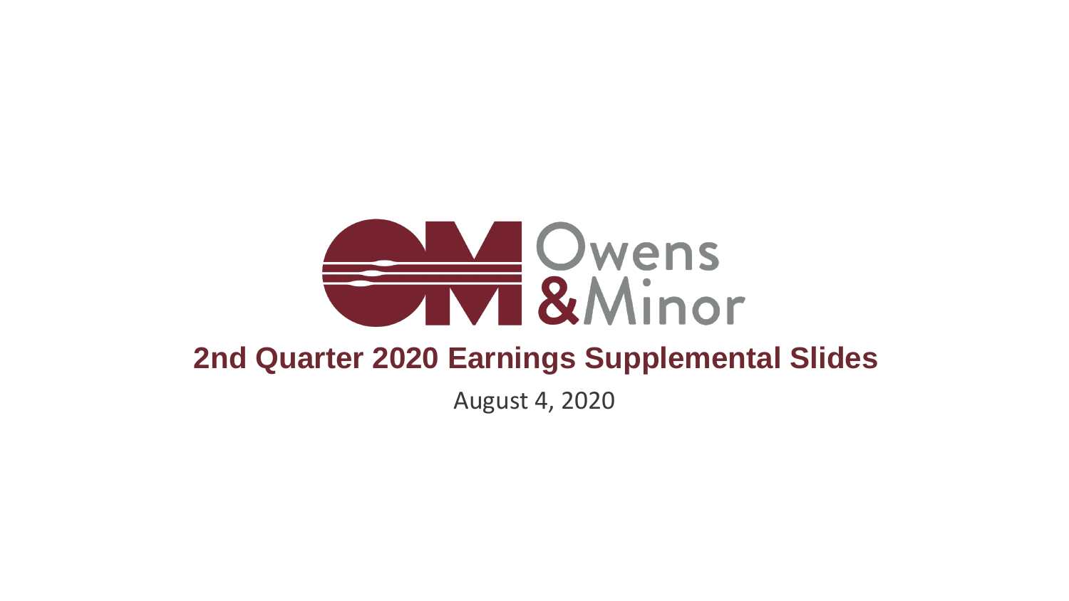Owens & Minor

# 2nd Quarter 2020 Earnings Supplemental Slides

August 4, 2020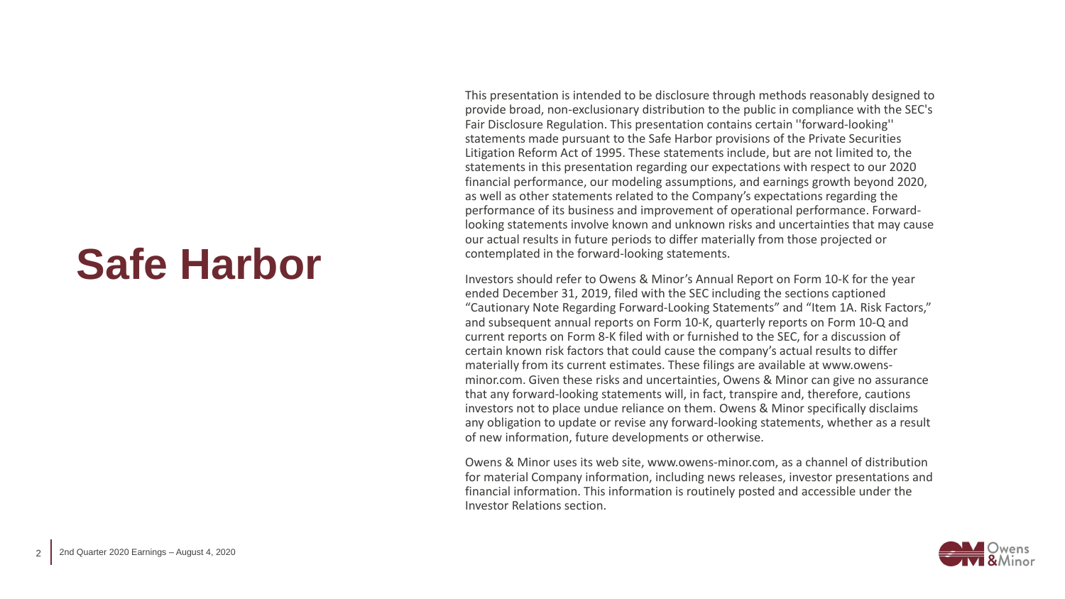# Safe Harbor

This presentation is intended to be disclosure through methods reasonably designed to provide broad, non-exclusionary distribution to the public in compliance with the SEC's Fair Disclosure Regulation. This presentation contains certain ''forward-looking'' statements made pursuant to the Safe Harbor provisions of the Private Securities Litigation Reform Act of 1995. These statements include, but are not limited to, the statements in this presentation regarding our expectations with respect to our 2020 financial performance, our modeling assumptions, and earnings growth beyond 2020, as well as other statements related to the Company's expectations regarding the performance of its business and improvement of operational performance. Forward-looking statements involve known and unknown risks and uncertainties that may cause our actual results in future periods to differ materially from those projected or contemplated in the forward-looking statements.

Investors should refer to Owens & Minor's Annual Report on Form 10-K for the year ended December 31, 2019, filed with the SEC including the sections captioned "Cautionary Note Regarding Forward-Looking Statements" and "Item 1A. Risk Factors," and subsequent annual reports on Form 10-K, quarterly reports on Form 10-Q and current reports on Form 8-K filed with or furnished to the SEC, for a discussion of certain known risk factors that could cause the company's actual results to differ materially from its current estimates. These filings are available at www.owens-minor.com. Given these risks and uncertainties, Owens & Minor can give no assurance that any forward-looking statements will, in fact, transpire and, therefore, cautions investors not to place undue reliance on them. Owens & Minor specifically disclaims any obligation to update or revise any forward-looking statements, whether as a result of new information, future developments or otherwise.

Owens & Minor uses its web site, www.owens-minor.com, as a channel of distribution for material Company information, including news releases, investor presentations and financial information. This information is routinely posted and accessible under the Investor Relations section.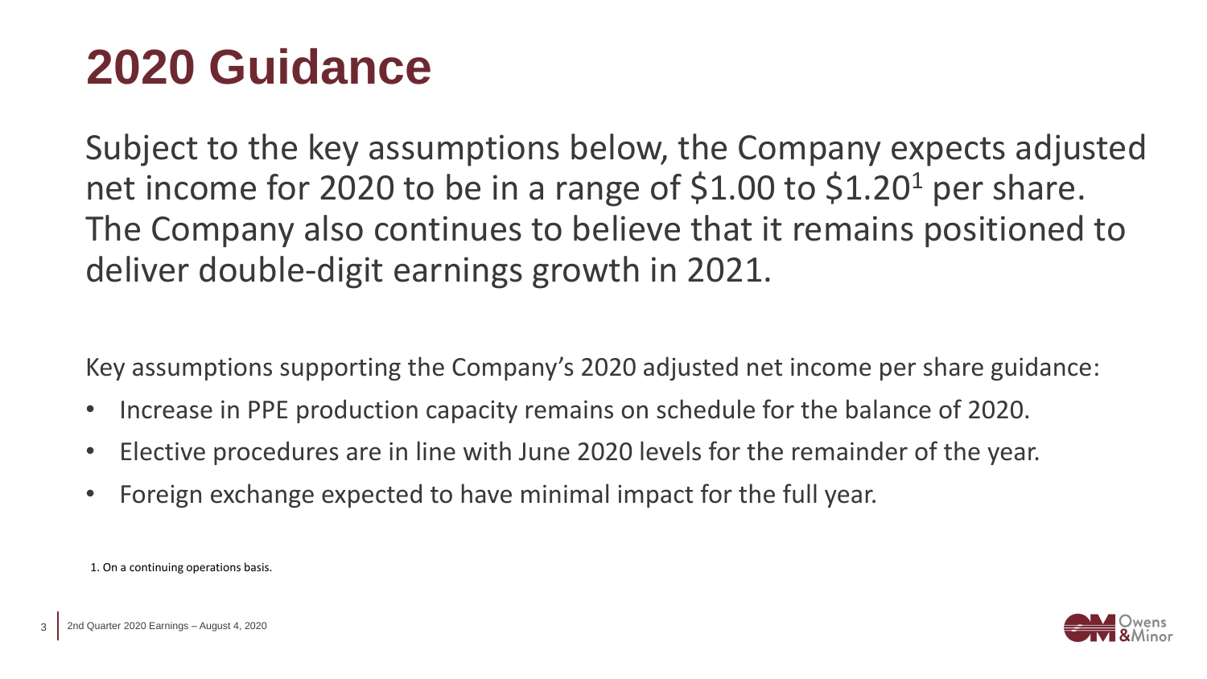# 2020 Guidance

Subject to the key assumptions below, the Company expects adjusted net income for 2020 to be in a range of $1.00 to $1.20[1] per share. The Company also continues to believe that it remains positioned to deliver double-digit earnings growth in 2021.

Key assumptions supporting the Company's 2020 adjusted net income per share guidance:

- Increase in PPE production capacity remains on schedule for the balance of 2020.
- Elective procedures are in line with June 2020 levels for the remainder of the year.
- Foreign exchange expected to have minimal impact for the full year.

1. On a continuing operations basis.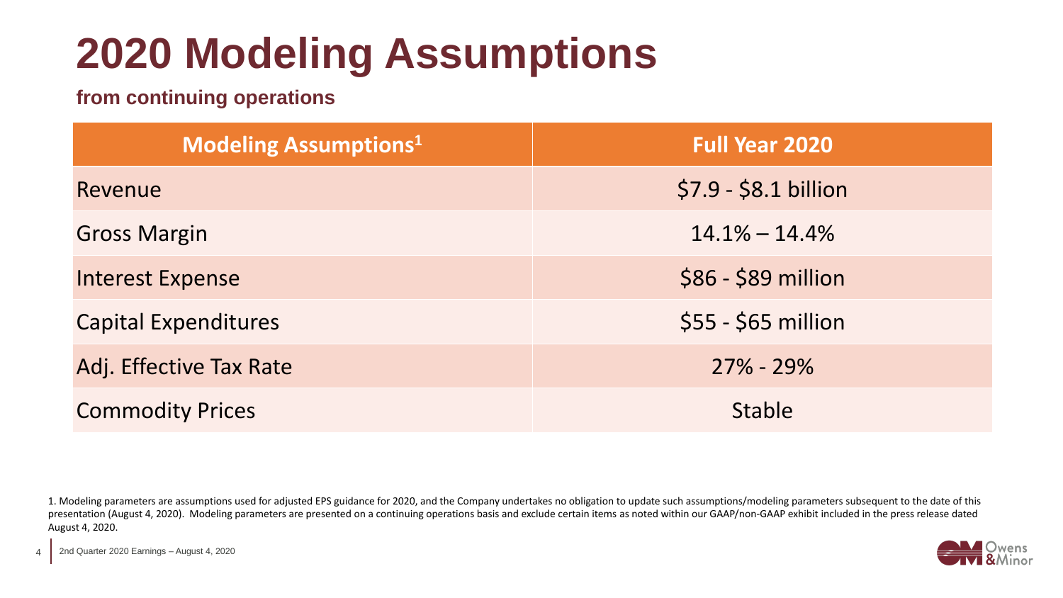# 2020 Modeling Assumptions

**from continuing operations**

| Modeling Assumptions[1] | Full Year 2020 |
| --- | --- |
| Revenue | $7.9 - $8.1 billion |
| Gross Margin | 14.1% – 14.4% |
| Interest Expense | $86 - $89 million |
| Capital Expenditures | $55 - $65 million |
| Adj. Effective Tax Rate | 27% - 29% |
| Commodity Prices | Stable |

1. Modeling parameters are assumptions used for adjusted EPS guidance for 2020, and the Company undertakes no obligation to update such assumptions/modeling parameters subsequent to the date of this presentation (August 4, 2020). Modeling parameters are presented on a continuing operations basis and exclude certain items as noted within our GAAP/non-GAAP exhibit included in the press release dated August 4, 2020.